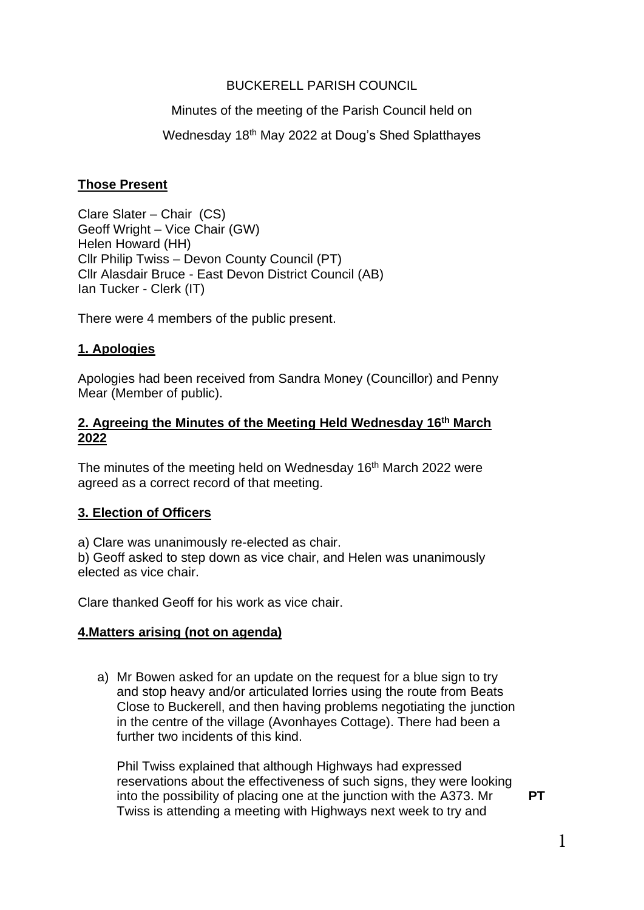BUCKERELL PARISH COUNCIL

Minutes of the meeting of the Parish Council held on

Wednesday 18th May 2022 at Doug's Shed Splatthayes

**Those Present**

Clare Slater – Chair (CS)
Geoff Wright – Vice Chair (GW)
Helen Howard (HH)
Cllr Philip Twiss – Devon County Council (PT)
Cllr Alasdair Bruce - East Devon District Council (AB)
Ian Tucker - Clerk (IT)

There were 4 members of the public present.

## 1. Apologies

Apologies had been received from Sandra Money (Councillor) and Penny Mear (Member of public).

## 2. Agreeing the Minutes of the Meeting Held Wednesday 16th March 2022

The minutes of the meeting held on Wednesday 16th March 2022 were agreed as a correct record of that meeting.

## 3. Election of Officers

a) Clare was unanimously re-elected as chair.
b) Geoff asked to step down as vice chair, and Helen was unanimously elected as vice chair.

Clare thanked Geoff for his work as vice chair.

## 4. Matters arising (not on agenda)

a) Mr Bowen asked for an update on the request for a blue sign to try and stop heavy and/or articulated lorries using the route from Beats Close to Buckerell, and then having problems negotiating the junction in the centre of the village (Avonhayes Cottage). There had been a further two incidents of this kind.

   Phil Twiss explained that although Highways had expressed reservations about the effectiveness of such signs, they were looking into the possibility of placing one at the junction with the A373. Mr Twiss is attending a meeting with Highways next week to try and **PT**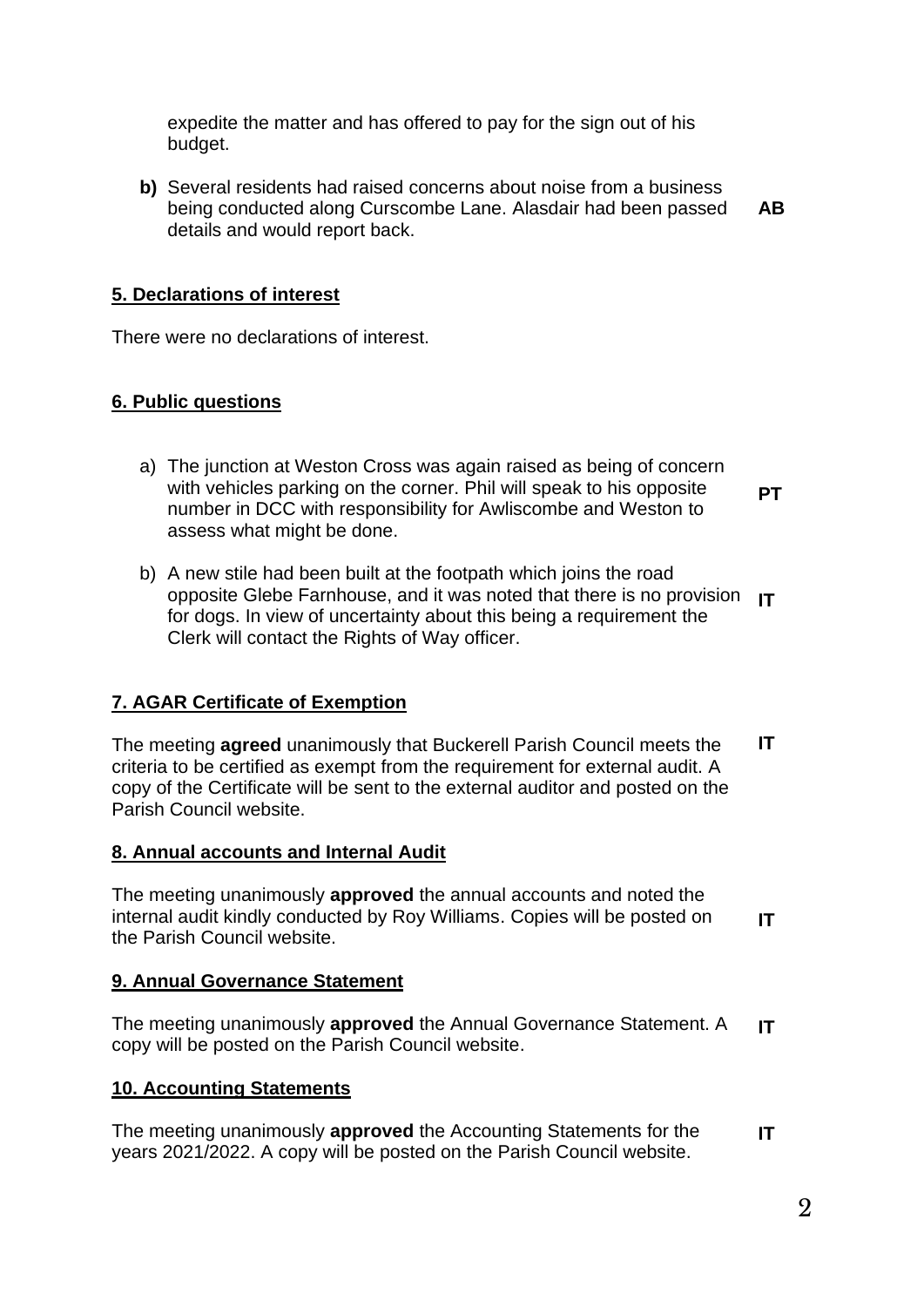expedite the matter and has offered to pay for the sign out of his budget.

**b)** Several residents had raised concerns about noise from a business being conducted along Curscombe Lane. Alasdair had been passed details and would report back. **AB**

## 5. Declarations of interest

There were no declarations of interest.

## 6. Public questions

a) The junction at Weston Cross was again raised as being of concern with vehicles parking on the corner. Phil will speak to his opposite number in DCC with responsibility for Awliscombe and Weston to assess what might be done. **PT**

b) A new stile had been built at the footpath which joins the road opposite Glebe Farnhouse, and it was noted that there is no provision for dogs. In view of uncertainty about this being a requirement the Clerk will contact the Rights of Way officer. **IT**

## 7. AGAR Certificate of Exemption

The meeting **agreed** unanimously that Buckerell Parish Council meets the criteria to be certified as exempt from the requirement for external audit. A copy of the Certificate will be sent to the external auditor and posted on the Parish Council website. **IT**

## 8. Annual accounts and Internal Audit

The meeting unanimously **approved** the annual accounts and noted the internal audit kindly conducted by Roy Williams. Copies will be posted on the Parish Council website. **IT**

## 9. Annual Governance Statement

The meeting unanimously **approved** the Annual Governance Statement. A copy will be posted on the Parish Council website. **IT**

## 10. Accounting Statements

The meeting unanimously **approved** the Accounting Statements for the years 2021/2022. A copy will be posted on the Parish Council website. **IT**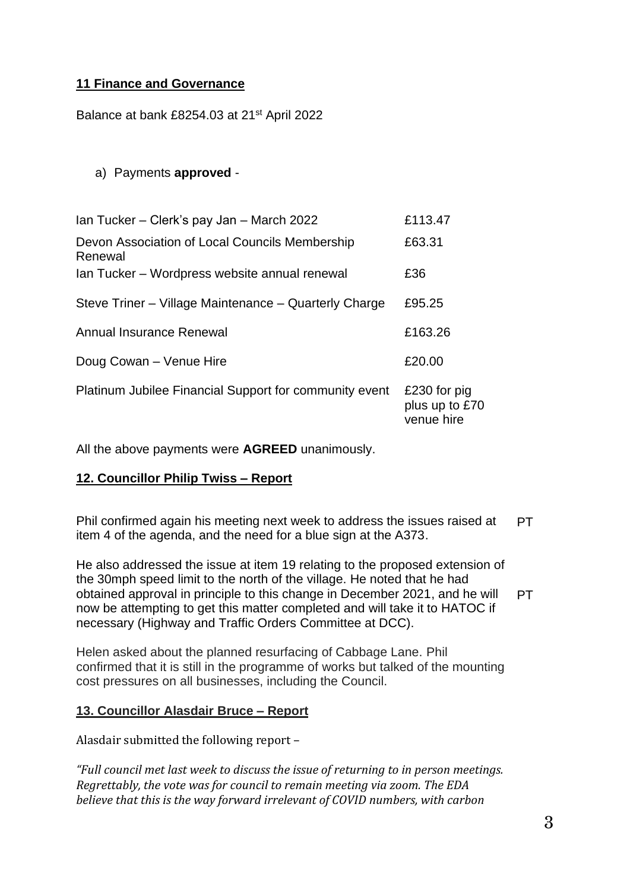## 11 Finance and Governance

Balance at bank £8254.03 at 21st April 2022

a) Payments **approved** -

| | |
|---|---|
| Ian Tucker – Clerk's pay Jan – March 2022 | £113.47 |
| Devon Association of Local Councils Membership Renewal | £63.31 |
| Ian Tucker – Wordpress website annual renewal | £36 |
| Steve Triner – Village Maintenance – Quarterly Charge | £95.25 |
| Annual Insurance Renewal | £163.26 |
| Doug Cowan – Venue Hire | £20.00 |
| Platinum Jubilee Financial Support for community event | £230 for pig plus up to £70 venue hire |

All the above payments were **AGREED** unanimously.

## 12. Councillor Philip Twiss – Report

Phil confirmed again his meeting next week to address the issues raised at item 4 of the agenda, and the need for a blue sign at the A373. PT

He also addressed the issue at item 19 relating to the proposed extension of the 30mph speed limit to the north of the village. He noted that he had obtained approval in principle to this change in December 2021, and he will now be attempting to get this matter completed and will take it to HATOC if necessary (Highway and Traffic Orders Committee at DCC). PT

Helen asked about the planned resurfacing of Cabbage Lane. Phil confirmed that it is still in the programme of works but talked of the mounting cost pressures on all businesses, including the Council.

## 13. Councillor Alasdair Bruce – Report

Alasdair submitted the following report –

*"Full council met last week to discuss the issue of returning to in person meetings. Regrettably, the vote was for council to remain meeting via zoom. The EDA believe that this is the way forward irrelevant of COVID numbers, with carbon*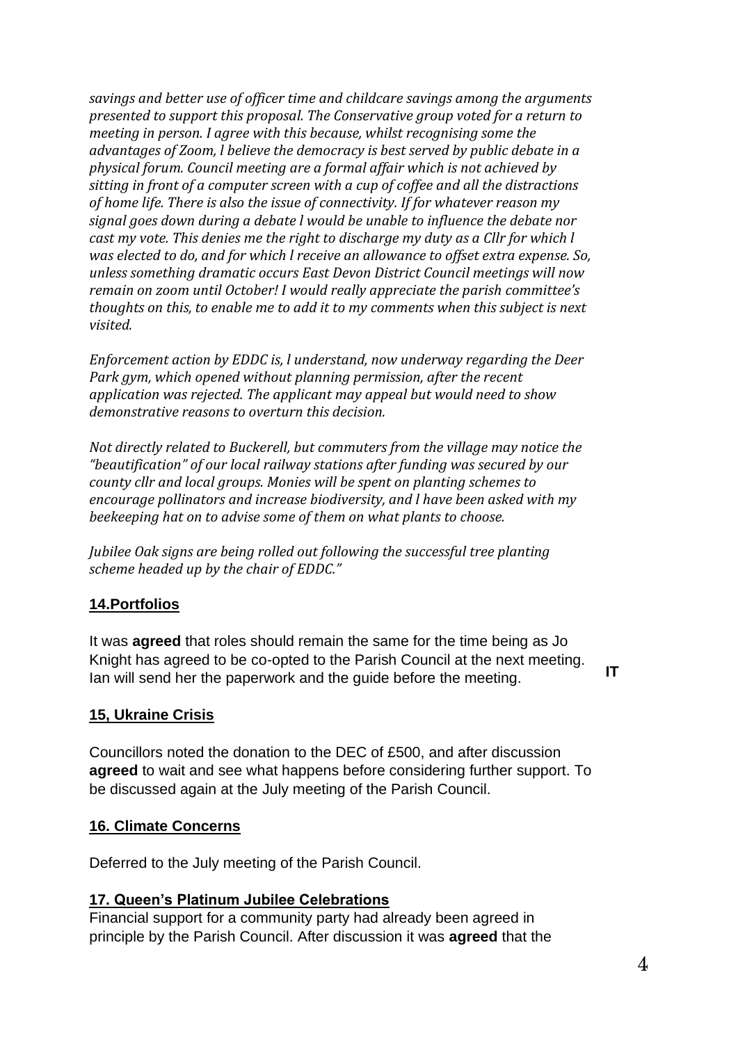*savings and better use of officer time and childcare savings among the arguments presented to support this proposal. The Conservative group voted for a return to meeting in person. I agree with this because, whilst recognising some the advantages of Zoom, l believe the democracy is best served by public debate in a physical forum. Council meeting are a formal affair which is not achieved by sitting in front of a computer screen with a cup of coffee and all the distractions of home life. There is also the issue of connectivity. If for whatever reason my signal goes down during a debate l would be unable to influence the debate nor cast my vote. This denies me the right to discharge my duty as a Cllr for which l was elected to do, and for which l receive an allowance to offset extra expense. So, unless something dramatic occurs East Devon District Council meetings will now remain on zoom until October! I would really appreciate the parish committee's thoughts on this, to enable me to add it to my comments when this subject is next visited.*

*Enforcement action by EDDC is, l understand, now underway regarding the Deer Park gym, which opened without planning permission, after the recent application was rejected. The applicant may appeal but would need to show demonstrative reasons to overturn this decision.*

*Not directly related to Buckerell, but commuters from the village may notice the "beautification" of our local railway stations after funding was secured by our county cllr and local groups. Monies will be spent on planting schemes to encourage pollinators and increase biodiversity, and l have been asked with my beekeeping hat on to advise some of them on what plants to choose.*

*Jubilee Oak signs are being rolled out following the successful tree planting scheme headed up by the chair of EDDC."*

## 14.Portfolios

It was **agreed** that roles should remain the same for the time being as Jo Knight has agreed to be co-opted to the Parish Council at the next meeting. Ian will send her the paperwork and the guide before the meeting. **IT**

## 15, Ukraine Crisis

Councillors noted the donation to the DEC of £500, and after discussion **agreed** to wait and see what happens before considering further support. To be discussed again at the July meeting of the Parish Council.

## 16. Climate Concerns

Deferred to the July meeting of the Parish Council.

## 17. Queen's Platinum Jubilee Celebrations

Financial support for a community party had already been agreed in principle by the Parish Council. After discussion it was **agreed** that the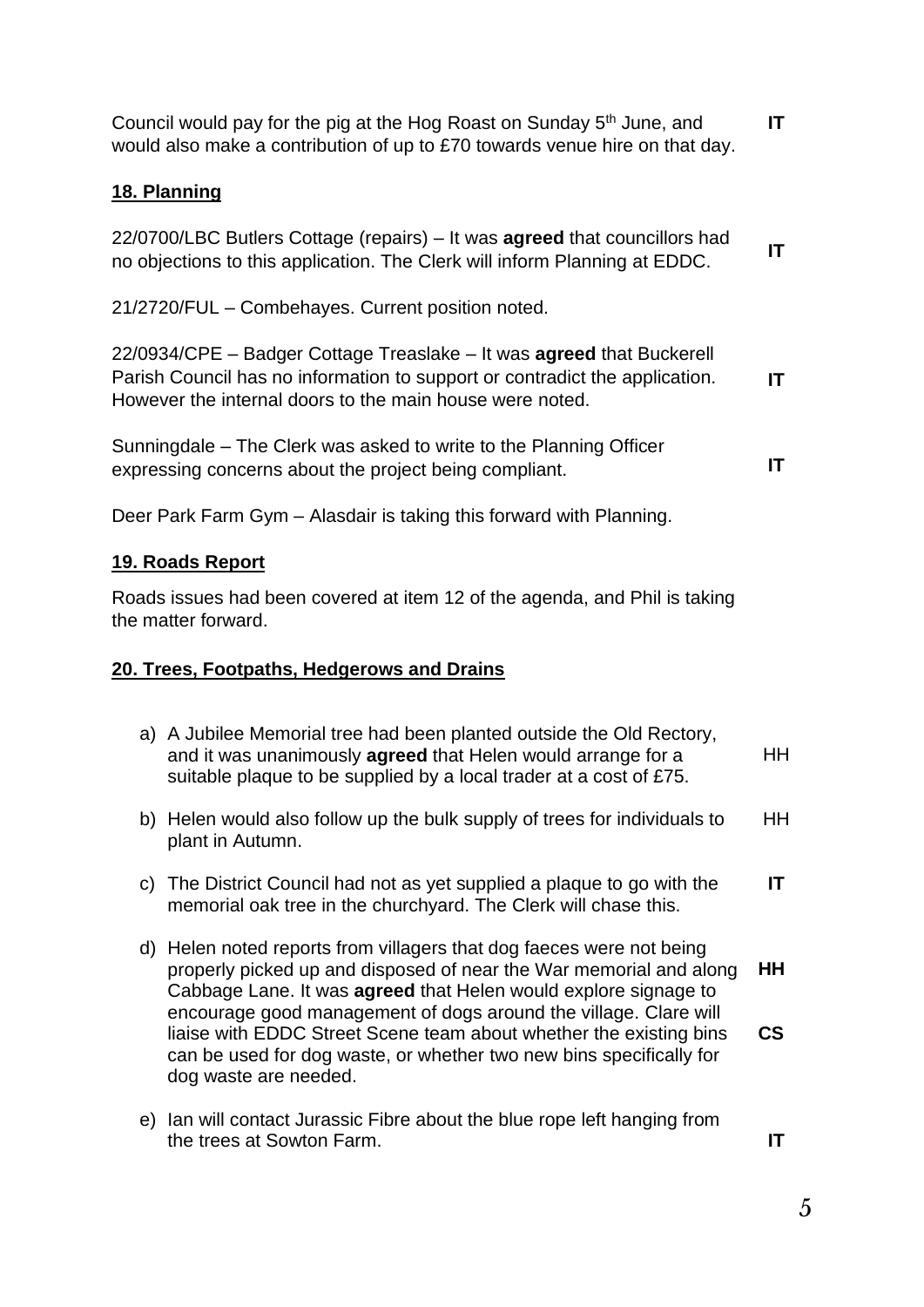Council would pay for the pig at the Hog Roast on Sunday 5th June, and would also make a contribution of up to £70 towards venue hire on that day. **IT**

**18. Planning**

22/0700/LBC Butlers Cottage (repairs) – It was **agreed** that councillors had no objections to this application. The Clerk will inform Planning at EDDC. **IT**

21/2720/FUL – Combehayes. Current position noted.

22/0934/CPE – Badger Cottage Treaslake – It was **agreed** that Buckerell Parish Council has no information to support or contradict the application. However the internal doors to the main house were noted. **IT**

Sunningdale – The Clerk was asked to write to the Planning Officer expressing concerns about the project being compliant. **IT**

Deer Park Farm Gym – Alasdair is taking this forward with Planning.

**19. Roads Report**

Roads issues had been covered at item 12 of the agenda, and Phil is taking the matter forward.

**20. Trees, Footpaths, Hedgerows and Drains**

a) A Jubilee Memorial tree had been planted outside the Old Rectory, and it was unanimously **agreed** that Helen would arrange for a suitable plaque to be supplied by a local trader at a cost of £75. HH

b) Helen would also follow up the bulk supply of trees for individuals to plant in Autumn. HH

c) The District Council had not as yet supplied a plaque to go with the memorial oak tree in the churchyard. The Clerk will chase this. **IT**

d) Helen noted reports from villagers that dog faeces were not being properly picked up and disposed of near the War memorial and along Cabbage Lane. It was **agreed** that Helen would explore signage to encourage good management of dogs around the village. **HH** Clare will liaise with EDDC Street Scene team about whether the existing bins can be used for dog waste, or whether two new bins specifically for dog waste are needed. **CS**

e) Ian will contact Jurassic Fibre about the blue rope left hanging from the trees at Sowton Farm. **IT**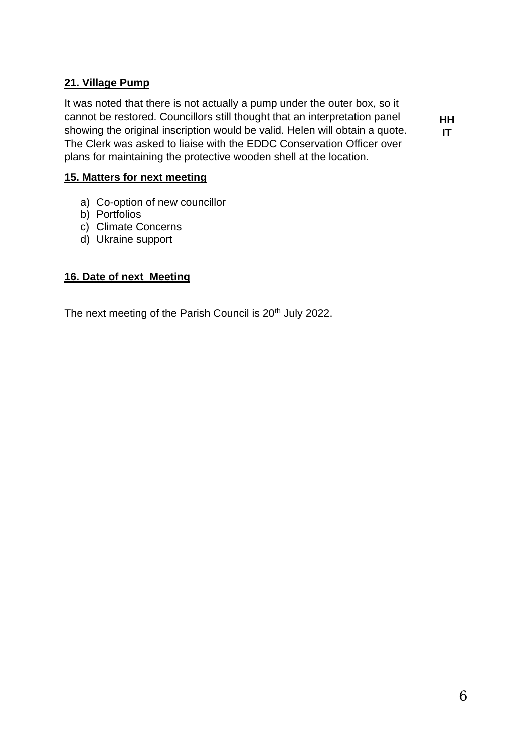**21. Village Pump**

It was noted that there is not actually a pump under the outer box, so it cannot be restored. Councillors still thought that an interpretation panel showing the original inscription would be valid. Helen will obtain a quote. The Clerk was asked to liaise with the EDDC Conservation Officer over plans for maintaining the protective wooden shell at the location.

**HH**
**IT**

**15. Matters for next meeting**

a) Co-option of new councillor
b) Portfolios
c) Climate Concerns
d) Ukraine support

**16. Date of next Meeting**

The next meeting of the Parish Council is 20th July 2022.